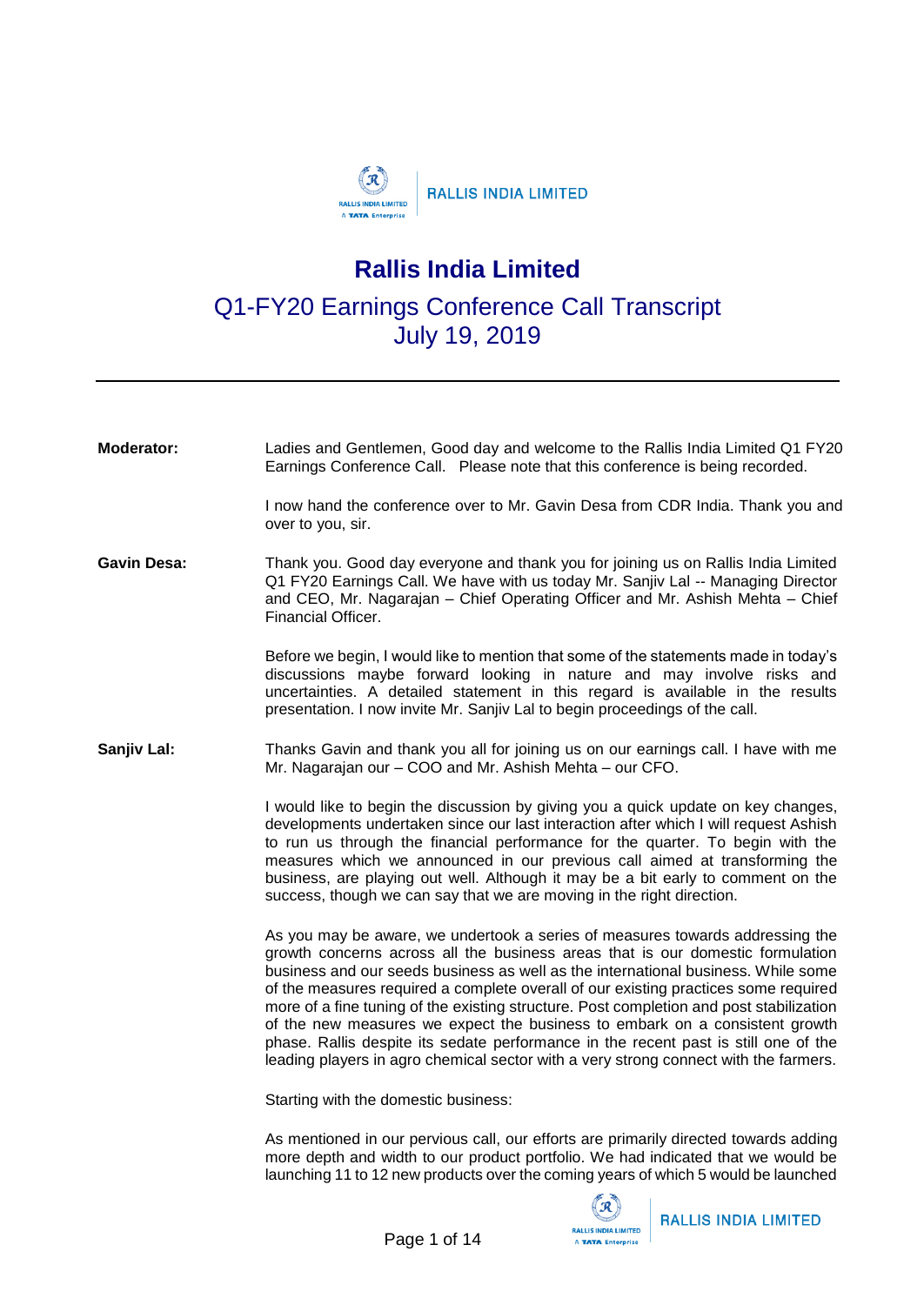# Rallis India Limited

## Q1-FY20 Earnings Conference Call Transcript
## July 19, 2019

---

**Moderator:** Ladies and Gentlemen, Good day and welcome to the Rallis India Limited Q1 FY20 Earnings Conference Call. Please note that this conference is being recorded.

I now hand the conference over to Mr. Gavin Desa from CDR India. Thank you and over to you, sir.

**Gavin Desa:** Thank you. Good day everyone and thank you for joining us on Rallis India Limited Q1 FY20 Earnings Call. We have with us today Mr. Sanjiv Lal -- Managing Director and CEO, Mr. Nagarajan – Chief Operating Officer and Mr. Ashish Mehta – Chief Financial Officer.

Before we begin, I would like to mention that some of the statements made in today's discussions maybe forward looking in nature and may involve risks and uncertainties. A detailed statement in this regard is available in the results presentation. I now invite Mr. Sanjiv Lal to begin proceedings of the call.

**Sanjiv Lal:** Thanks Gavin and thank you all for joining us on our earnings call. I have with me Mr. Nagarajan our – COO and Mr. Ashish Mehta – our CFO.

I would like to begin the discussion by giving you a quick update on key changes, developments undertaken since our last interaction after which I will request Ashish to run us through the financial performance for the quarter. To begin with the measures which we announced in our previous call aimed at transforming the business, are playing out well. Although it may be a bit early to comment on the success, though we can say that we are moving in the right direction.

As you may be aware, we undertook a series of measures towards addressing the growth concerns across all the business areas that is our domestic formulation business and our seeds business as well as the international business. While some of the measures required a complete overall of our existing practices some required more of a fine tuning of the existing structure. Post completion and post stabilization of the new measures we expect the business to embark on a consistent growth phase. Rallis despite its sedate performance in the recent past is still one of the leading players in agro chemical sector with a very strong connect with the farmers.

Starting with the domestic business:

As mentioned in our pervious call, our efforts are primarily directed towards adding more depth and width to our product portfolio. We had indicated that we would be launching 11 to 12 new products over the coming years of which 5 would be launched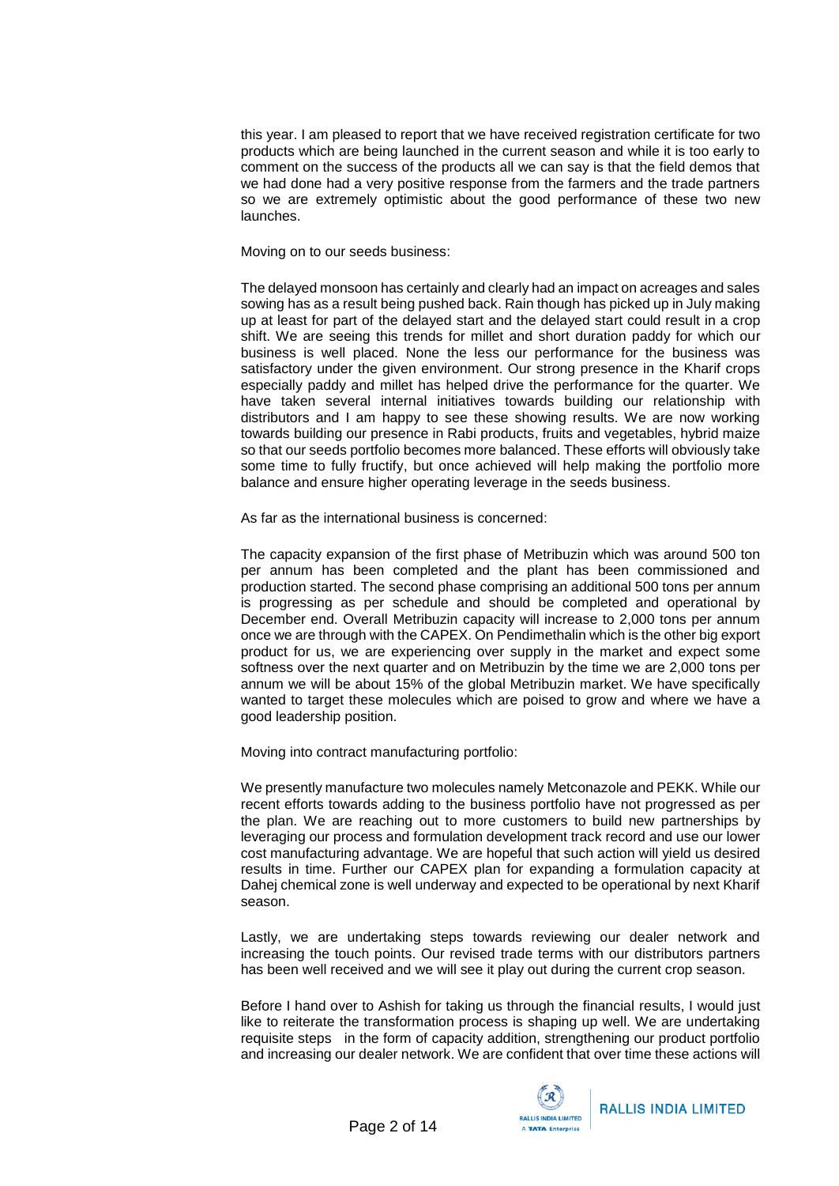this year. I am pleased to report that we have received registration certificate for two products which are being launched in the current season and while it is too early to comment on the success of the products all we can say is that the field demos that we had done had a very positive response from the farmers and the trade partners so we are extremely optimistic about the good performance of these two new launches.

Moving on to our seeds business:

The delayed monsoon has certainly and clearly had an impact on acreages and sales sowing has as a result being pushed back. Rain though has picked up in July making up at least for part of the delayed start and the delayed start could result in a crop shift. We are seeing this trends for millet and short duration paddy for which our business is well placed. None the less our performance for the business was satisfactory under the given environment. Our strong presence in the Kharif crops especially paddy and millet has helped drive the performance for the quarter. We have taken several internal initiatives towards building our relationship with distributors and I am happy to see these showing results. We are now working towards building our presence in Rabi products, fruits and vegetables, hybrid maize so that our seeds portfolio becomes more balanced. These efforts will obviously take some time to fully fructify, but once achieved will help making the portfolio more balance and ensure higher operating leverage in the seeds business.

As far as the international business is concerned:

The capacity expansion of the first phase of Metribuzin which was around 500 ton per annum has been completed and the plant has been commissioned and production started. The second phase comprising an additional 500 tons per annum is progressing as per schedule and should be completed and operational by December end. Overall Metribuzin capacity will increase to 2,000 tons per annum once we are through with the CAPEX. On Pendimethalin which is the other big export product for us, we are experiencing over supply in the market and expect some softness over the next quarter and on Metribuzin by the time we are 2,000 tons per annum we will be about 15% of the global Metribuzin market. We have specifically wanted to target these molecules which are poised to grow and where we have a good leadership position.

Moving into contract manufacturing portfolio:

We presently manufacture two molecules namely Metconazole and PEKK. While our recent efforts towards adding to the business portfolio have not progressed as per the plan. We are reaching out to more customers to build new partnerships by leveraging our process and formulation development track record and use our lower cost manufacturing advantage. We are hopeful that such action will yield us desired results in time. Further our CAPEX plan for expanding a formulation capacity at Dahej chemical zone is well underway and expected to be operational by next Kharif season.

Lastly, we are undertaking steps towards reviewing our dealer network and increasing the touch points. Our revised trade terms with our distributors partners has been well received and we will see it play out during the current crop season.

Before I hand over to Ashish for taking us through the financial results, I would just like to reiterate the transformation process is shaping up well. We are undertaking requisite steps in the form of capacity addition, strengthening our product portfolio and increasing our dealer network. We are confident that over time these actions will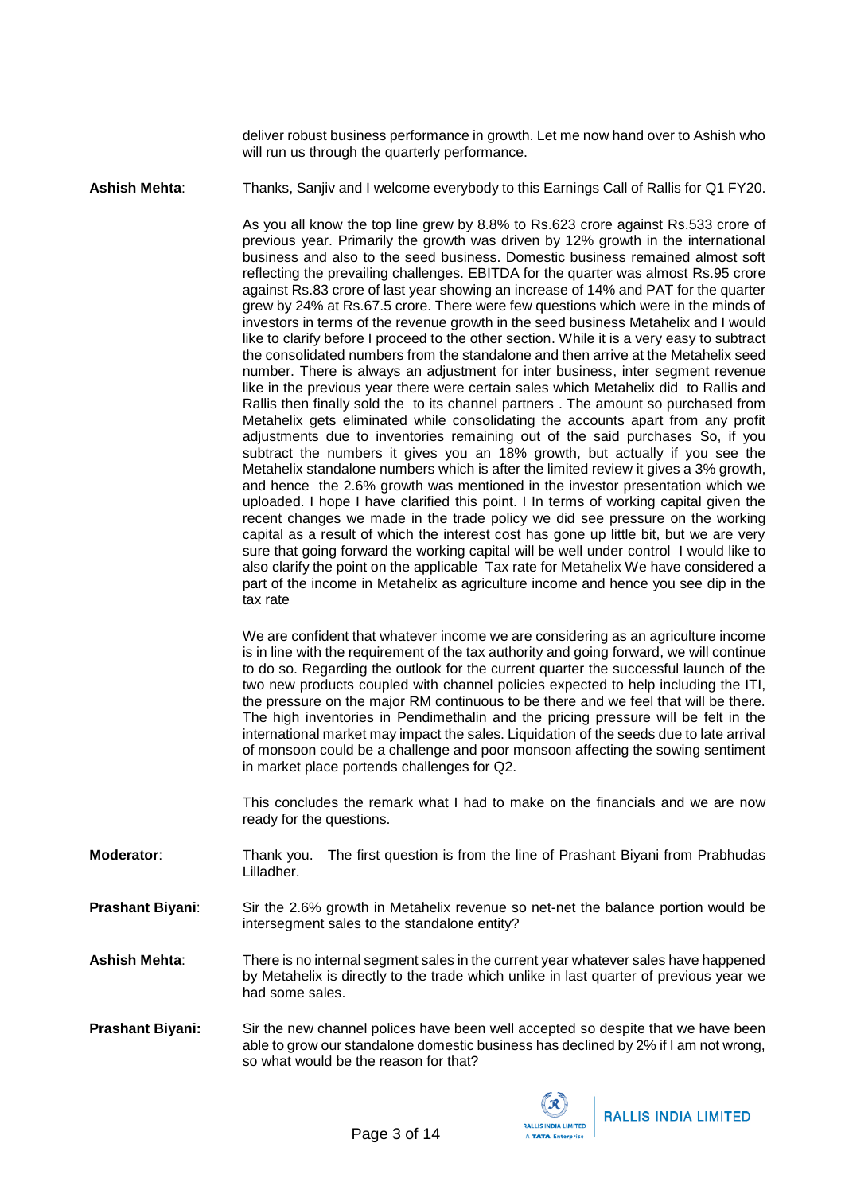deliver robust business performance in growth. Let me now hand over to Ashish who will run us through the quarterly performance.

**Ashish Mehta**: Thanks, Sanjiv and I welcome everybody to this Earnings Call of Rallis for Q1 FY20.

As you all know the top line grew by 8.8% to Rs.623 crore against Rs.533 crore of previous year. Primarily the growth was driven by 12% growth in the international business and also to the seed business. Domestic business remained almost soft reflecting the prevailing challenges. EBITDA for the quarter was almost Rs.95 crore against Rs.83 crore of last year showing an increase of 14% and PAT for the quarter grew by 24% at Rs.67.5 crore. There were few questions which were in the minds of investors in terms of the revenue growth in the seed business Metahelix and I would like to clarify before I proceed to the other section. While it is a very easy to subtract the consolidated numbers from the standalone and then arrive at the Metahelix seed number. There is always an adjustment for inter business, inter segment revenue like in the previous year there were certain sales which Metahelix did to Rallis and Rallis then finally sold the to its channel partners . The amount so purchased from Metahelix gets eliminated while consolidating the accounts apart from any profit adjustments due to inventories remaining out of the said purchases So, if you subtract the numbers it gives you an 18% growth, but actually if you see the Metahelix standalone numbers which is after the limited review it gives a 3% growth, and hence the 2.6% growth was mentioned in the investor presentation which we uploaded. I hope I have clarified this point. I In terms of working capital given the recent changes we made in the trade policy we did see pressure on the working capital as a result of which the interest cost has gone up little bit, but we are very sure that going forward the working capital will be well under control I would like to also clarify the point on the applicable Tax rate for Metahelix We have considered a part of the income in Metahelix as agriculture income and hence you see dip in the tax rate

We are confident that whatever income we are considering as an agriculture income is in line with the requirement of the tax authority and going forward, we will continue to do so. Regarding the outlook for the current quarter the successful launch of the two new products coupled with channel policies expected to help including the ITI, the pressure on the major RM continuous to be there and we feel that will be there. The high inventories in Pendimethalin and the pricing pressure will be felt in the international market may impact the sales. Liquidation of the seeds due to late arrival of monsoon could be a challenge and poor monsoon affecting the sowing sentiment in market place portends challenges for Q2.

This concludes the remark what I had to make on the financials and we are now ready for the questions.

**Moderator**: Thank you. The first question is from the line of Prashant Biyani from Prabhudas Lilladher.

**Prashant Biyani**: Sir the 2.6% growth in Metahelix revenue so net-net the balance portion would be intersegment sales to the standalone entity?

**Ashish Mehta**: There is no internal segment sales in the current year whatever sales have happened by Metahelix is directly to the trade which unlike in last quarter of previous year we had some sales.

**Prashant Biyani:** Sir the new channel polices have been well accepted so despite that we have been able to grow our standalone domestic business has declined by 2% if I am not wrong, so what would be the reason for that?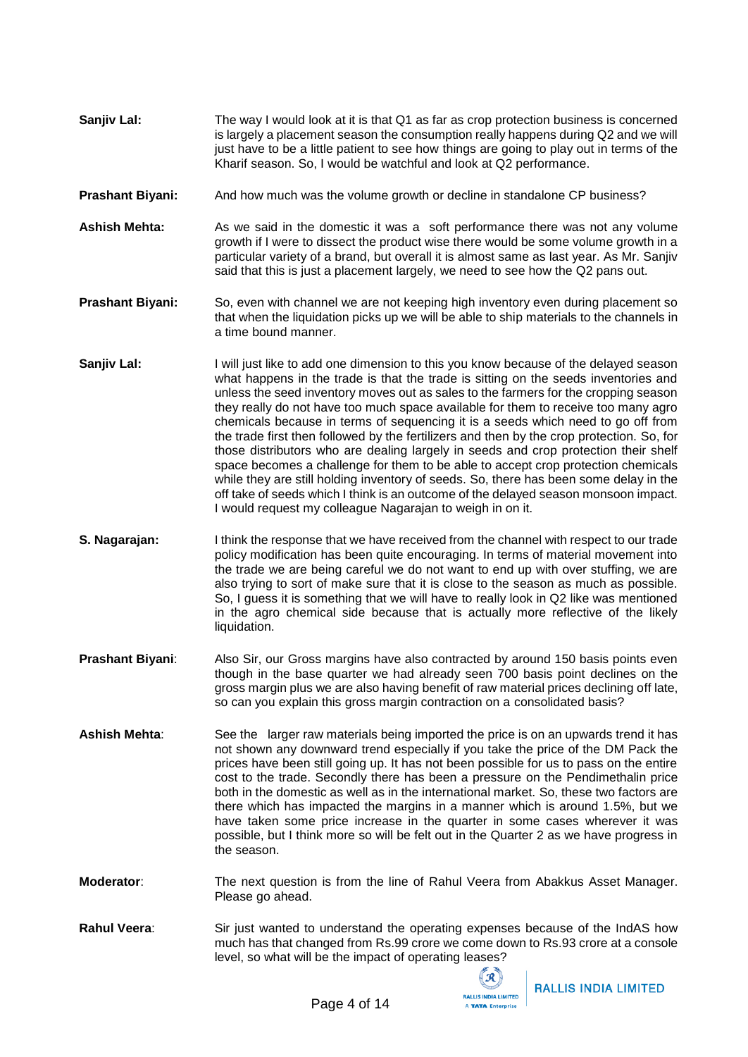**Sanjiv Lal:** The way I would look at it is that Q1 as far as crop protection business is concerned is largely a placement season the consumption really happens during Q2 and we will just have to be a little patient to see how things are going to play out in terms of the Kharif season. So, I would be watchful and look at Q2 performance.

**Prashant Biyani:** And how much was the volume growth or decline in standalone CP business?

**Ashish Mehta:** As we said in the domestic it was a soft performance there was not any volume growth if I were to dissect the product wise there would be some volume growth in a particular variety of a brand, but overall it is almost same as last year. As Mr. Sanjiv said that this is just a placement largely, we need to see how the Q2 pans out.

**Prashant Biyani:** So, even with channel we are not keeping high inventory even during placement so that when the liquidation picks up we will be able to ship materials to the channels in a time bound manner.

**Sanjiv Lal:** I will just like to add one dimension to this you know because of the delayed season what happens in the trade is that the trade is sitting on the seeds inventories and unless the seed inventory moves out as sales to the farmers for the cropping season they really do not have too much space available for them to receive too many agro chemicals because in terms of sequencing it is a seeds which need to go off from the trade first then followed by the fertilizers and then by the crop protection. So, for those distributors who are dealing largely in seeds and crop protection their shelf space becomes a challenge for them to be able to accept crop protection chemicals while they are still holding inventory of seeds. So, there has been some delay in the off take of seeds which I think is an outcome of the delayed season monsoon impact. I would request my colleague Nagarajan to weigh in on it.

**S. Nagarajan:** I think the response that we have received from the channel with respect to our trade policy modification has been quite encouraging. In terms of material movement into the trade we are being careful we do not want to end up with over stuffing, we are also trying to sort of make sure that it is close to the season as much as possible. So, I guess it is something that we will have to really look in Q2 like was mentioned in the agro chemical side because that is actually more reflective of the likely liquidation.

**Prashant Biyani**: Also Sir, our Gross margins have also contracted by around 150 basis points even though in the base quarter we had already seen 700 basis point declines on the gross margin plus we are also having benefit of raw material prices declining off late, so can you explain this gross margin contraction on a consolidated basis?

**Ashish Mehta**: See the larger raw materials being imported the price is on an upwards trend it has not shown any downward trend especially if you take the price of the DM Pack the prices have been still going up. It has not been possible for us to pass on the entire cost to the trade. Secondly there has been a pressure on the Pendimethalin price both in the domestic as well as in the international market. So, these two factors are there which has impacted the margins in a manner which is around 1.5%, but we have taken some price increase in the quarter in some cases wherever it was possible, but I think more so will be felt out in the Quarter 2 as we have progress in the season.

**Moderator**: The next question is from the line of Rahul Veera from Abakkus Asset Manager. Please go ahead.

**Rahul Veera**: Sir just wanted to understand the operating expenses because of the IndAS how much has that changed from Rs.99 crore we come down to Rs.93 crore at a console level, so what will be the impact of operating leases?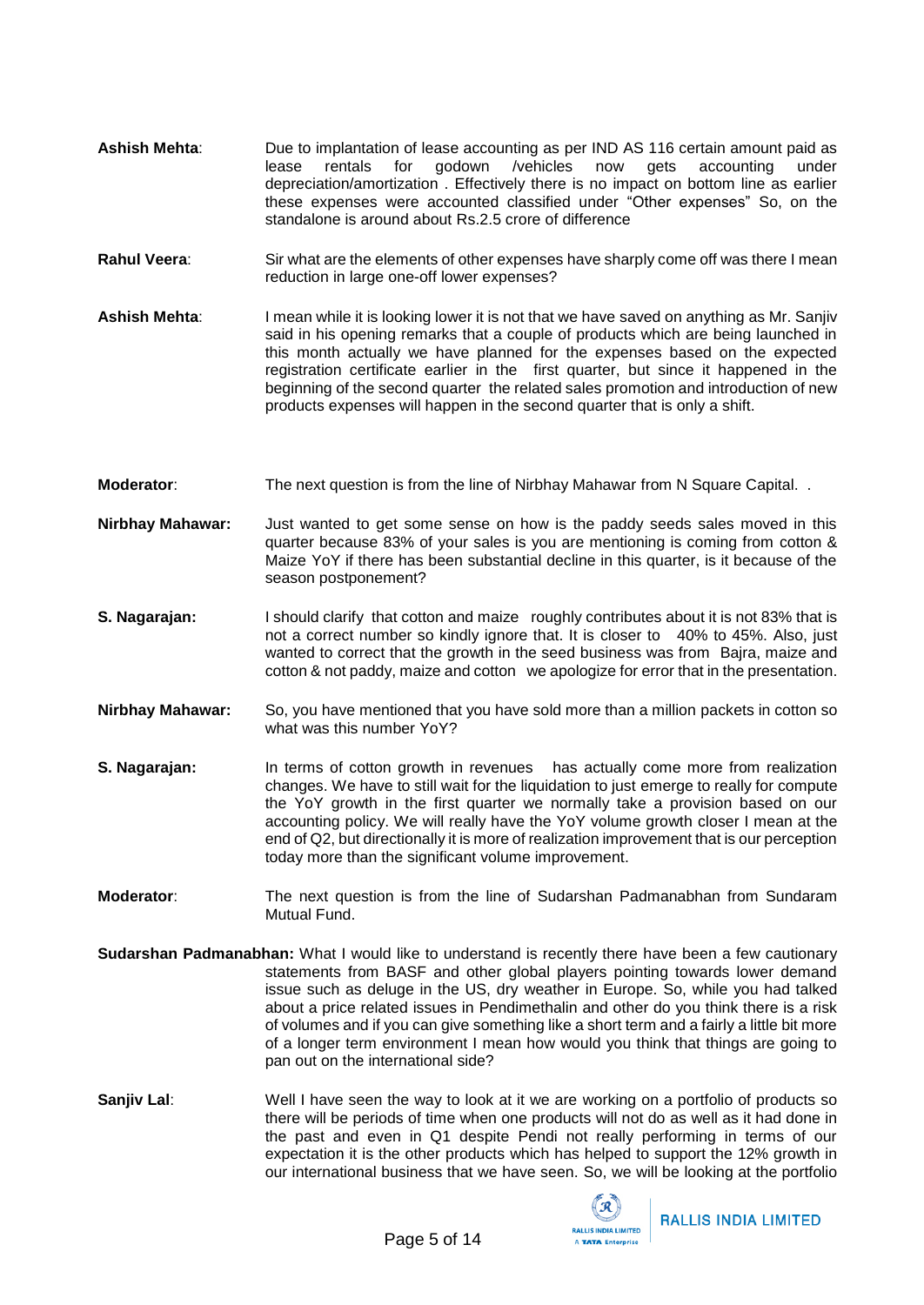**Ashish Mehta**: Due to implantation of lease accounting as per IND AS 116 certain amount paid as lease rentals for godown /vehicles now gets accounting under depreciation/amortization . Effectively there is no impact on bottom line as earlier these expenses were accounted classified under "Other expenses" So, on the standalone is around about Rs.2.5 crore of difference

**Rahul Veera**: Sir what are the elements of other expenses have sharply come off was there I mean reduction in large one-off lower expenses?

**Ashish Mehta**: I mean while it is looking lower it is not that we have saved on anything as Mr. Sanjiv said in his opening remarks that a couple of products which are being launched in this month actually we have planned for the expenses based on the expected registration certificate earlier in the first quarter, but since it happened in the beginning of the second quarter the related sales promotion and introduction of new products expenses will happen in the second quarter that is only a shift.

**Moderator**: The next question is from the line of Nirbhay Mahawar from N Square Capital. .

**Nirbhay Mahawar:** Just wanted to get some sense on how is the paddy seeds sales moved in this quarter because 83% of your sales is you are mentioning is coming from cotton & Maize YoY if there has been substantial decline in this quarter, is it because of the season postponement?

**S. Nagarajan:** I should clarify that cotton and maize roughly contributes about it is not 83% that is not a correct number so kindly ignore that. It is closer to 40% to 45%. Also, just wanted to correct that the growth in the seed business was from Bajra, maize and cotton & not paddy, maize and cotton we apologize for error that in the presentation.

**Nirbhay Mahawar:** So, you have mentioned that you have sold more than a million packets in cotton so what was this number YoY?

**S. Nagarajan:** In terms of cotton growth in revenues has actually come more from realization changes. We have to still wait for the liquidation to just emerge to really for compute the YoY growth in the first quarter we normally take a provision based on our accounting policy. We will really have the YoY volume growth closer I mean at the end of Q2, but directionally it is more of realization improvement that is our perception today more than the significant volume improvement.

**Moderator**: The next question is from the line of Sudarshan Padmanabhan from Sundaram Mutual Fund.

**Sudarshan Padmanabhan:** What I would like to understand is recently there have been a few cautionary statements from BASF and other global players pointing towards lower demand issue such as deluge in the US, dry weather in Europe. So, while you had talked about a price related issues in Pendimethalin and other do you think there is a risk of volumes and if you can give something like a short term and a fairly a little bit more of a longer term environment I mean how would you think that things are going to pan out on the international side?

**Sanjiv Lal**: Well I have seen the way to look at it we are working on a portfolio of products so there will be periods of time when one products will not do as well as it had done in the past and even in Q1 despite Pendi not really performing in terms of our expectation it is the other products which has helped to support the 12% growth in our international business that we have seen. So, we will be looking at the portfolio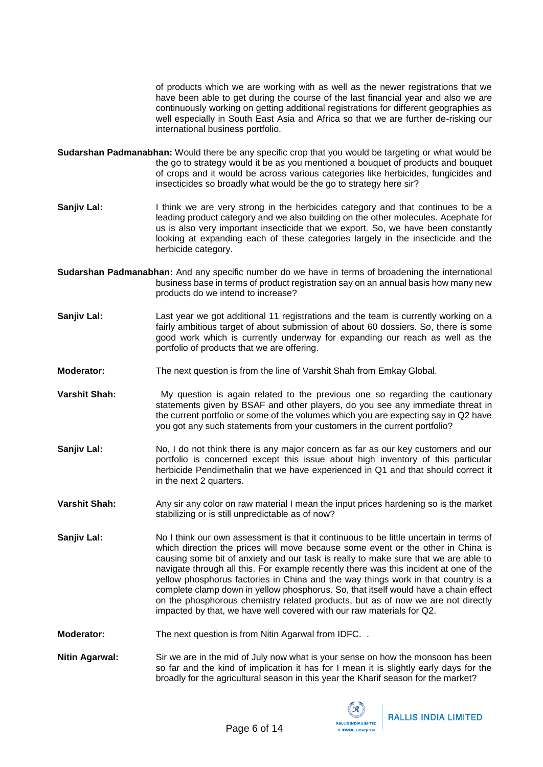of products which we are working with as well as the newer registrations that we have been able to get during the course of the last financial year and also we are continuously working on getting additional registrations for different geographies as well especially in South East Asia and Africa so that we are further de-risking our international business portfolio.

**Sudarshan Padmanabhan:** Would there be any specific crop that you would be targeting or what would be the go to strategy would it be as you mentioned a bouquet of products and bouquet of crops and it would be across various categories like herbicides, fungicides and insecticides so broadly what would be the go to strategy here sir?

**Sanjiv Lal:** I think we are very strong in the herbicides category and that continues to be a leading product category and we also building on the other molecules. Acephate for us is also very important insecticide that we export. So, we have been constantly looking at expanding each of these categories largely in the insecticide and the herbicide category.

**Sudarshan Padmanabhan:** And any specific number do we have in terms of broadening the international business base in terms of product registration say on an annual basis how many new products do we intend to increase?

**Sanjiv Lal:** Last year we got additional 11 registrations and the team is currently working on a fairly ambitious target of about submission of about 60 dossiers. So, there is some good work which is currently underway for expanding our reach as well as the portfolio of products that we are offering.

**Moderator:** The next question is from the line of Varshit Shah from Emkay Global.

**Varshit Shah:** My question is again related to the previous one so regarding the cautionary statements given by BSAF and other players, do you see any immediate threat in the current portfolio or some of the volumes which you are expecting say in Q2 have you got any such statements from your customers in the current portfolio?

**Sanjiv Lal:** No, I do not think there is any major concern as far as our key customers and our portfolio is concerned except this issue about high inventory of this particular herbicide Pendimethalin that we have experienced in Q1 and that should correct it in the next 2 quarters.

**Varshit Shah:** Any sir any color on raw material I mean the input prices hardening so is the market stabilizing or is still unpredictable as of now?

**Sanjiv Lal:** No I think our own assessment is that it continuous to be little uncertain in terms of which direction the prices will move because some event or the other in China is causing some bit of anxiety and our task is really to make sure that we are able to navigate through all this. For example recently there was this incident at one of the yellow phosphorus factories in China and the way things work in that country is a complete clamp down in yellow phosphorus. So, that itself would have a chain effect on the phosphorous chemistry related products, but as of now we are not directly impacted by that, we have well covered with our raw materials for Q2.

**Moderator:** The next question is from Nitin Agarwal from IDFC. .

**Nitin Agarwal:** Sir we are in the mid of July now what is your sense on how the monsoon has been so far and the kind of implication it has for I mean it is slightly early days for the broadly for the agricultural season in this year the Kharif season for the market?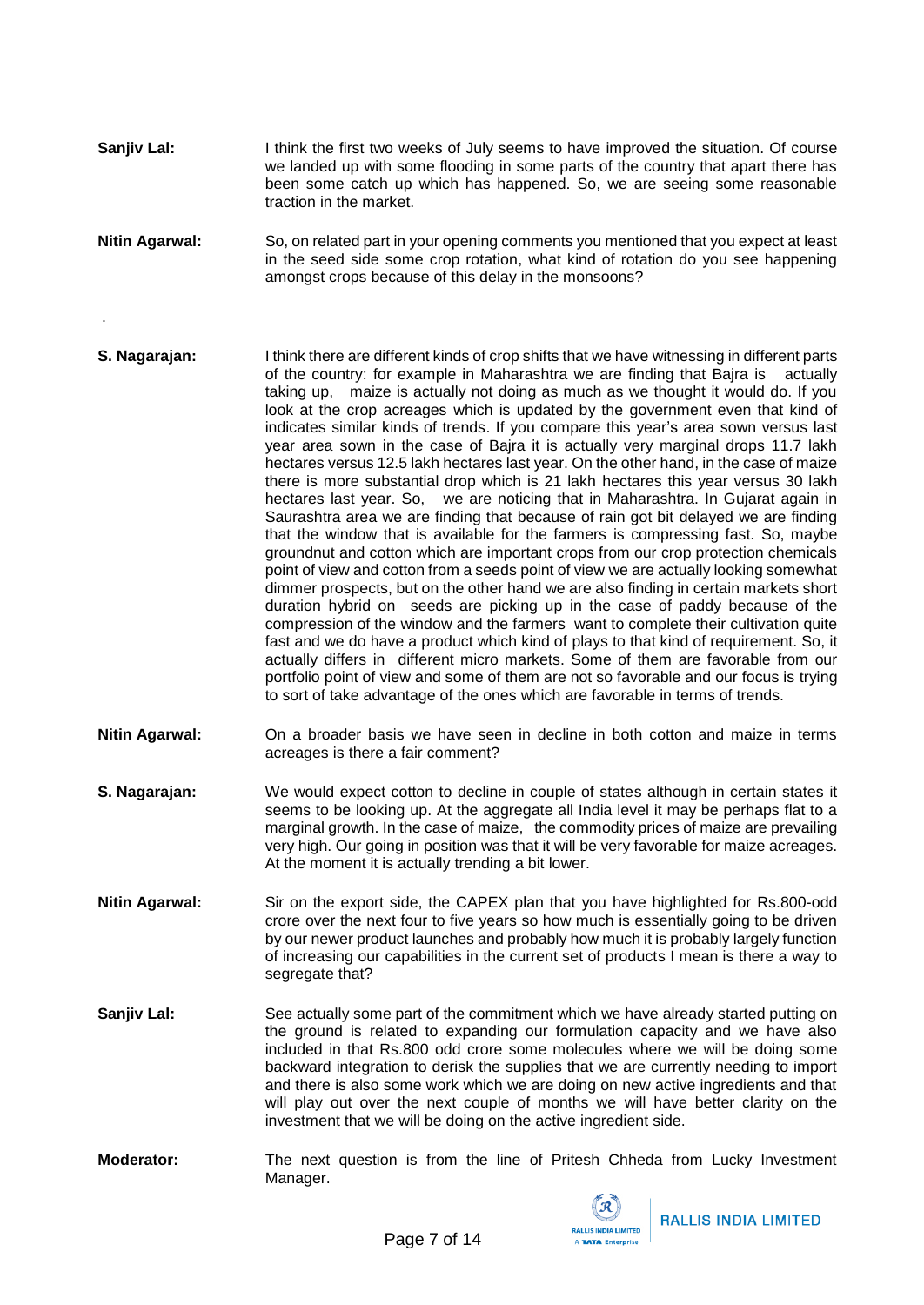**Sanjiv Lal:** I think the first two weeks of July seems to have improved the situation. Of course we landed up with some flooding in some parts of the country that apart there has been some catch up which has happened. So, we are seeing some reasonable traction in the market.

**Nitin Agarwal:** So, on related part in your opening comments you mentioned that you expect at least in the seed side some crop rotation, what kind of rotation do you see happening amongst crops because of this delay in the monsoons?

.

**S. Nagarajan:** I think there are different kinds of crop shifts that we have witnessing in different parts of the country: for example in Maharashtra we are finding that Bajra is actually taking up, maize is actually not doing as much as we thought it would do. If you look at the crop acreages which is updated by the government even that kind of indicates similar kinds of trends. If you compare this year's area sown versus last year area sown in the case of Bajra it is actually very marginal drops 11.7 lakh hectares versus 12.5 lakh hectares last year. On the other hand, in the case of maize there is more substantial drop which is 21 lakh hectares this year versus 30 lakh hectares last year. So, we are noticing that in Maharashtra. In Gujarat again in Saurashtra area we are finding that because of rain got bit delayed we are finding that the window that is available for the farmers is compressing fast. So, maybe groundnut and cotton which are important crops from our crop protection chemicals point of view and cotton from a seeds point of view we are actually looking somewhat dimmer prospects, but on the other hand we are also finding in certain markets short duration hybrid on seeds are picking up in the case of paddy because of the compression of the window and the farmers want to complete their cultivation quite fast and we do have a product which kind of plays to that kind of requirement. So, it actually differs in different micro markets. Some of them are favorable from our portfolio point of view and some of them are not so favorable and our focus is trying to sort of take advantage of the ones which are favorable in terms of trends.

**Nitin Agarwal:** On a broader basis we have seen in decline in both cotton and maize in terms acreages is there a fair comment?

**S. Nagarajan:** We would expect cotton to decline in couple of states although in certain states it seems to be looking up. At the aggregate all India level it may be perhaps flat to a marginal growth. In the case of maize, the commodity prices of maize are prevailing very high. Our going in position was that it will be very favorable for maize acreages. At the moment it is actually trending a bit lower.

**Nitin Agarwal:** Sir on the export side, the CAPEX plan that you have highlighted for Rs.800-odd crore over the next four to five years so how much is essentially going to be driven by our newer product launches and probably how much it is probably largely function of increasing our capabilities in the current set of products I mean is there a way to segregate that?

**Sanjiv Lal:** See actually some part of the commitment which we have already started putting on the ground is related to expanding our formulation capacity and we have also included in that Rs.800 odd crore some molecules where we will be doing some backward integration to derisk the supplies that we are currently needing to import and there is also some work which we are doing on new active ingredients and that will play out over the next couple of months we will have better clarity on the investment that we will be doing on the active ingredient side.

**Moderator:** The next question is from the line of Pritesh Chheda from Lucky Investment Manager.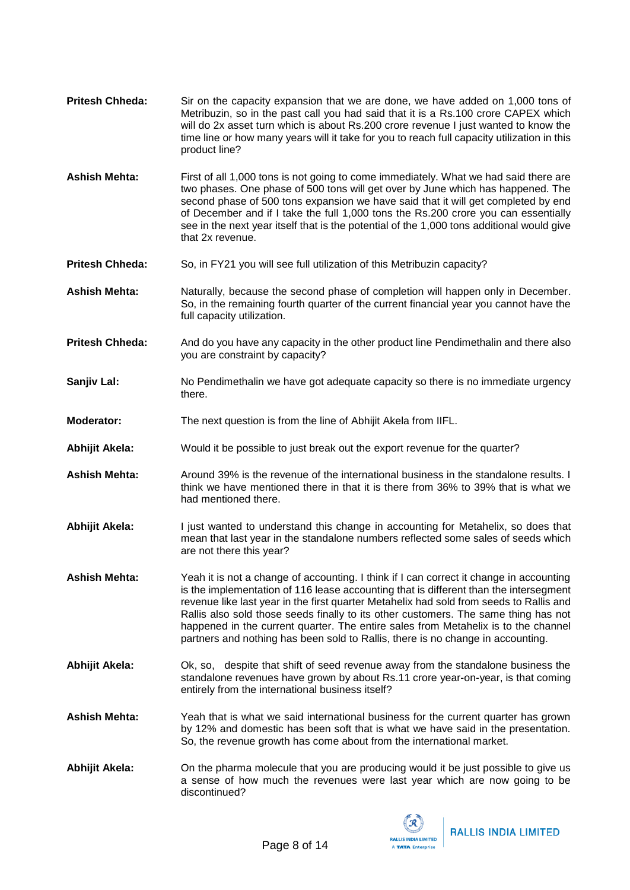**Pritesh Chheda:** Sir on the capacity expansion that we are done, we have added on 1,000 tons of Metribuzin, so in the past call you had said that it is a Rs.100 crore CAPEX which will do 2x asset turn which is about Rs.200 crore revenue I just wanted to know the time line or how many years will it take for you to reach full capacity utilization in this product line?

**Ashish Mehta:** First of all 1,000 tons is not going to come immediately. What we had said there are two phases. One phase of 500 tons will get over by June which has happened. The second phase of 500 tons expansion we have said that it will get completed by end of December and if I take the full 1,000 tons the Rs.200 crore you can essentially see in the next year itself that is the potential of the 1,000 tons additional would give that 2x revenue.

**Pritesh Chheda:** So, in FY21 you will see full utilization of this Metribuzin capacity?

**Ashish Mehta:** Naturally, because the second phase of completion will happen only in December. So, in the remaining fourth quarter of the current financial year you cannot have the full capacity utilization.

**Pritesh Chheda:** And do you have any capacity in the other product line Pendimethalin and there also you are constraint by capacity?

**Sanjiv Lal:** No Pendimethalin we have got adequate capacity so there is no immediate urgency there.

**Moderator:** The next question is from the line of Abhijit Akela from IIFL.

**Abhijit Akela:** Would it be possible to just break out the export revenue for the quarter?

**Ashish Mehta:** Around 39% is the revenue of the international business in the standalone results. I think we have mentioned there in that it is there from 36% to 39% that is what we had mentioned there.

**Abhijit Akela:** I just wanted to understand this change in accounting for Metahelix, so does that mean that last year in the standalone numbers reflected some sales of seeds which are not there this year?

**Ashish Mehta:** Yeah it is not a change of accounting. I think if I can correct it change in accounting is the implementation of 116 lease accounting that is different than the intersegment revenue like last year in the first quarter Metahelix had sold from seeds to Rallis and Rallis also sold those seeds finally to its other customers. The same thing has not happened in the current quarter. The entire sales from Metahelix is to the channel partners and nothing has been sold to Rallis, there is no change in accounting.

**Abhijit Akela:** Ok, so, despite that shift of seed revenue away from the standalone business the standalone revenues have grown by about Rs.11 crore year-on-year, is that coming entirely from the international business itself?

**Ashish Mehta:** Yeah that is what we said international business for the current quarter has grown by 12% and domestic has been soft that is what we have said in the presentation. So, the revenue growth has come about from the international market.

**Abhijit Akela:** On the pharma molecule that you are producing would it be just possible to give us a sense of how much the revenues were last year which are now going to be discontinued?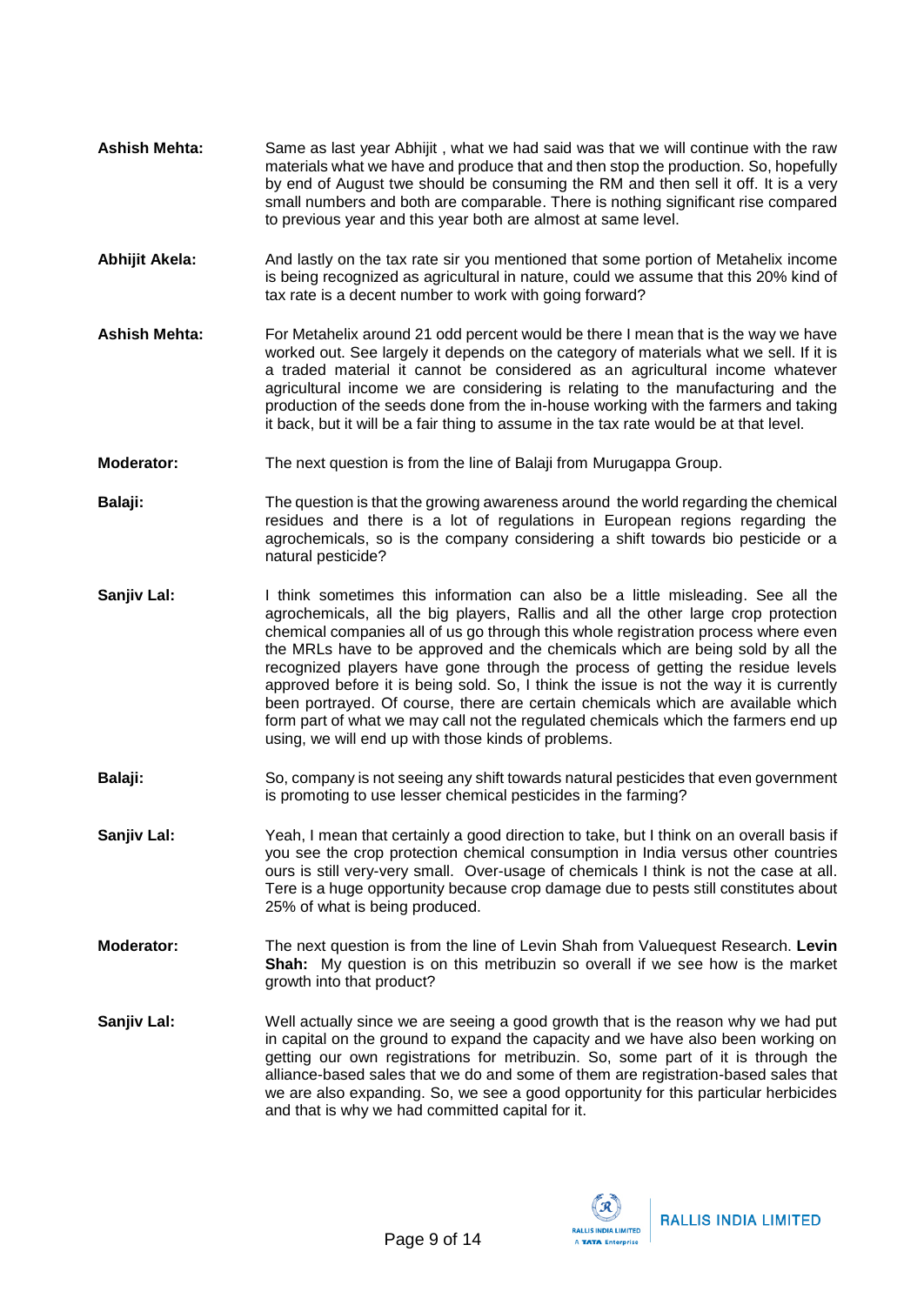**Ashish Mehta:** Same as last year Abhijit , what we had said was that we will continue with the raw materials what we have and produce that and then stop the production. So, hopefully by end of August twe should be consuming the RM and then sell it off. It is a very small numbers and both are comparable. There is nothing significant rise compared to previous year and this year both are almost at same level.

**Abhijit Akela:** And lastly on the tax rate sir you mentioned that some portion of Metahelix income is being recognized as agricultural in nature, could we assume that this 20% kind of tax rate is a decent number to work with going forward?

**Ashish Mehta:** For Metahelix around 21 odd percent would be there I mean that is the way we have worked out. See largely it depends on the category of materials what we sell. If it is a traded material it cannot be considered as an agricultural income whatever agricultural income we are considering is relating to the manufacturing and the production of the seeds done from the in-house working with the farmers and taking it back, but it will be a fair thing to assume in the tax rate would be at that level.

**Moderator:** The next question is from the line of Balaji from Murugappa Group.

**Balaji:** The question is that the growing awareness around the world regarding the chemical residues and there is a lot of regulations in European regions regarding the agrochemicals, so is the company considering a shift towards bio pesticide or a natural pesticide?

**Sanjiv Lal:** I think sometimes this information can also be a little misleading. See all the agrochemicals, all the big players, Rallis and all the other large crop protection chemical companies all of us go through this whole registration process where even the MRLs have to be approved and the chemicals which are being sold by all the recognized players have gone through the process of getting the residue levels approved before it is being sold. So, I think the issue is not the way it is currently been portrayed. Of course, there are certain chemicals which are available which form part of what we may call not the regulated chemicals which the farmers end up using, we will end up with those kinds of problems.

**Balaji:** So, company is not seeing any shift towards natural pesticides that even government is promoting to use lesser chemical pesticides in the farming?

**Sanjiv Lal:** Yeah, I mean that certainly a good direction to take, but I think on an overall basis if you see the crop protection chemical consumption in India versus other countries ours is still very-very small. Over-usage of chemicals I think is not the case at all. Tere is a huge opportunity because crop damage due to pests still constitutes about 25% of what is being produced.

**Moderator:** The next question is from the line of Levin Shah from Valuequest Research. **Levin Shah:** My question is on this metribuzin so overall if we see how is the market growth into that product?

**Sanjiv Lal:** Well actually since we are seeing a good growth that is the reason why we had put in capital on the ground to expand the capacity and we have also been working on getting our own registrations for metribuzin. So, some part of it is through the alliance-based sales that we do and some of them are registration-based sales that we are also expanding. So, we see a good opportunity for this particular herbicides and that is why we had committed capital for it.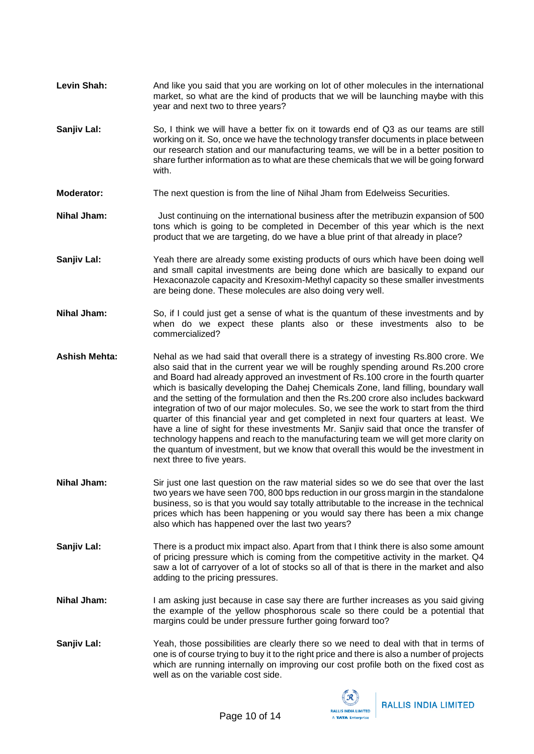**Levin Shah:** And like you said that you are working on lot of other molecules in the international market, so what are the kind of products that we will be launching maybe with this year and next two to three years?

**Sanjiv Lal:** So, I think we will have a better fix on it towards end of Q3 as our teams are still working on it. So, once we have the technology transfer documents in place between our research station and our manufacturing teams, we will be in a better position to share further information as to what are these chemicals that we will be going forward with.

**Moderator:** The next question is from the line of Nihal Jham from Edelweiss Securities.

**Nihal Jham:** Just continuing on the international business after the metribuzin expansion of 500 tons which is going to be completed in December of this year which is the next product that we are targeting, do we have a blue print of that already in place?

**Sanjiv Lal:** Yeah there are already some existing products of ours which have been doing well and small capital investments are being done which are basically to expand our Hexaconazole capacity and Kresoxim-Methyl capacity so these smaller investments are being done. These molecules are also doing very well.

**Nihal Jham:** So, if I could just get a sense of what is the quantum of these investments and by when do we expect these plants also or these investments also to be commercialized?

**Ashish Mehta:** Nehal as we had said that overall there is a strategy of investing Rs.800 crore. We also said that in the current year we will be roughly spending around Rs.200 crore and Board had already approved an investment of Rs.100 crore in the fourth quarter which is basically developing the Dahej Chemicals Zone, land filling, boundary wall and the setting of the formulation and then the Rs.200 crore also includes backward integration of two of our major molecules. So, we see the work to start from the third quarter of this financial year and get completed in next four quarters at least. We have a line of sight for these investments Mr. Sanjiv said that once the transfer of technology happens and reach to the manufacturing team we will get more clarity on the quantum of investment, but we know that overall this would be the investment in next three to five years.

**Nihal Jham:** Sir just one last question on the raw material sides so we do see that over the last two years we have seen 700, 800 bps reduction in our gross margin in the standalone business, so is that you would say totally attributable to the increase in the technical prices which has been happening or you would say there has been a mix change also which has happened over the last two years?

**Sanjiv Lal:** There is a product mix impact also. Apart from that I think there is also some amount of pricing pressure which is coming from the competitive activity in the market. Q4 saw a lot of carryover of a lot of stocks so all of that is there in the market and also adding to the pricing pressures.

**Nihal Jham:** I am asking just because in case say there are further increases as you said giving the example of the yellow phosphorous scale so there could be a potential that margins could be under pressure further going forward too?

**Sanjiv Lal:** Yeah, those possibilities are clearly there so we need to deal with that in terms of one is of course trying to buy it to the right price and there is also a number of projects which are running internally on improving our cost profile both on the fixed cost as well as on the variable cost side.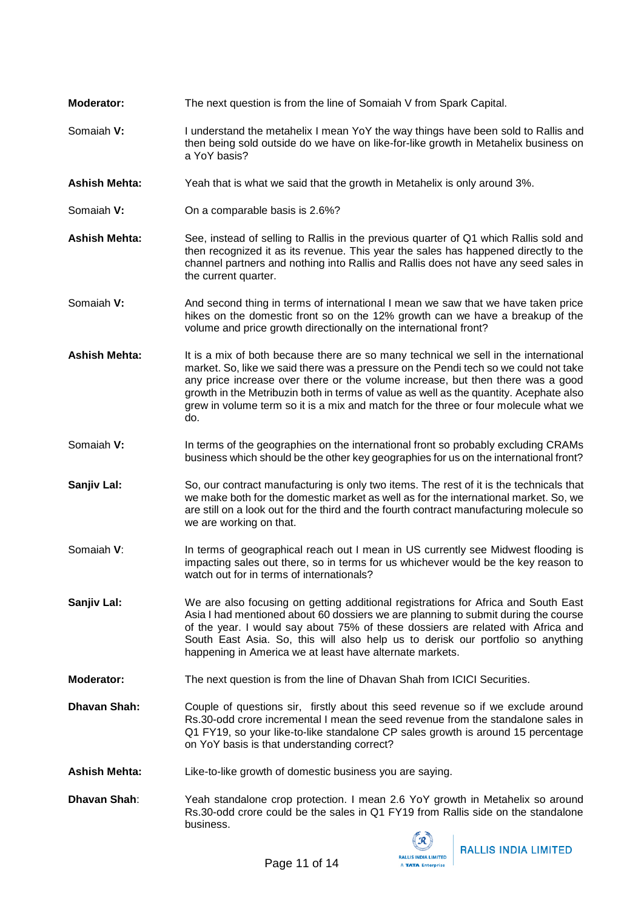**Moderator:** The next question is from the line of Somaiah V from Spark Capital.

Somaiah **V:** I understand the metahelix I mean YoY the way things have been sold to Rallis and then being sold outside do we have on like-for-like growth in Metahelix business on a YoY basis?

**Ashish Mehta:** Yeah that is what we said that the growth in Metahelix is only around 3%.

Somaiah **V:** On a comparable basis is 2.6%?

**Ashish Mehta:** See, instead of selling to Rallis in the previous quarter of Q1 which Rallis sold and then recognized it as its revenue. This year the sales has happened directly to the channel partners and nothing into Rallis and Rallis does not have any seed sales in the current quarter.

Somaiah **V:** And second thing in terms of international I mean we saw that we have taken price hikes on the domestic front so on the 12% growth can we have a breakup of the volume and price growth directionally on the international front?

**Ashish Mehta:** It is a mix of both because there are so many technical we sell in the international market. So, like we said there was a pressure on the Pendi tech so we could not take any price increase over there or the volume increase, but then there was a good growth in the Metribuzin both in terms of value as well as the quantity. Acephate also grew in volume term so it is a mix and match for the three or four molecule what we do.

Somaiah **V:** In terms of the geographies on the international front so probably excluding CRAMs business which should be the other key geographies for us on the international front?

**Sanjiv Lal:** So, our contract manufacturing is only two items. The rest of it is the technicals that we make both for the domestic market as well as for the international market. So, we are still on a look out for the third and the fourth contract manufacturing molecule so we are working on that.

Somaiah **V**: In terms of geographical reach out I mean in US currently see Midwest flooding is impacting sales out there, so in terms for us whichever would be the key reason to watch out for in terms of internationals?

**Sanjiv Lal:** We are also focusing on getting additional registrations for Africa and South East Asia I had mentioned about 60 dossiers we are planning to submit during the course of the year. I would say about 75% of these dossiers are related with Africa and South East Asia. So, this will also help us to derisk our portfolio so anything happening in America we at least have alternate markets.

**Moderator:** The next question is from the line of Dhavan Shah from ICICI Securities.

**Dhavan Shah:** Couple of questions sir, firstly about this seed revenue so if we exclude around Rs.30-odd crore incremental I mean the seed revenue from the standalone sales in Q1 FY19, so your like-to-like standalone CP sales growth is around 15 percentage on YoY basis is that understanding correct?

**Ashish Mehta:** Like-to-like growth of domestic business you are saying.

**Dhavan Shah**: Yeah standalone crop protection. I mean 2.6 YoY growth in Metahelix so around Rs.30-odd crore could be the sales in Q1 FY19 from Rallis side on the standalone business.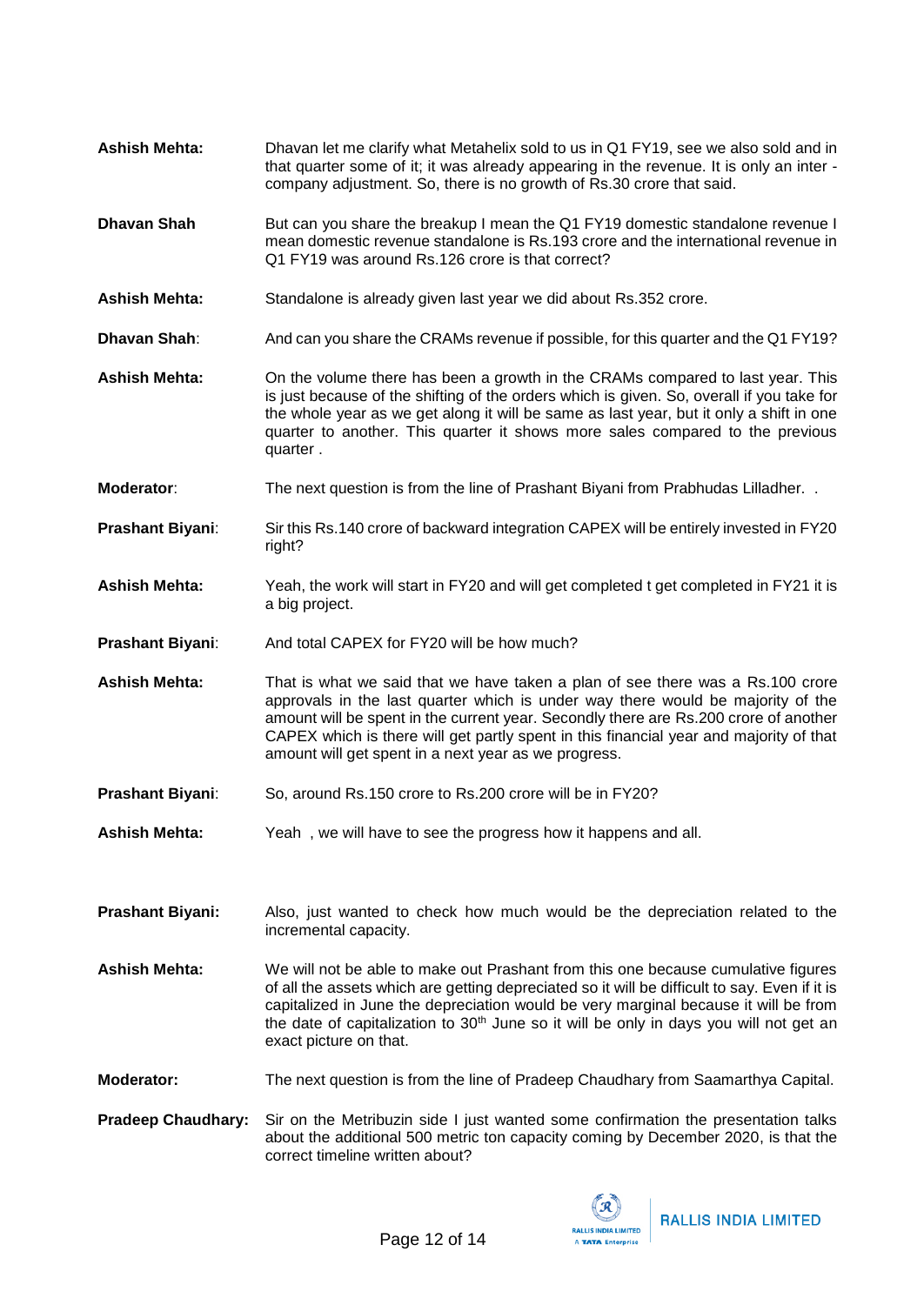**Ashish Mehta:** Dhavan let me clarify what Metahelix sold to us in Q1 FY19, see we also sold and in that quarter some of it; it was already appearing in the revenue. It is only an inter - company adjustment. So, there is no growth of Rs.30 crore that said.

**Dhavan Shah** But can you share the breakup I mean the Q1 FY19 domestic standalone revenue I mean domestic revenue standalone is Rs.193 crore and the international revenue in Q1 FY19 was around Rs.126 crore is that correct?

**Ashish Mehta:** Standalone is already given last year we did about Rs.352 crore.

**Dhavan Shah**: And can you share the CRAMs revenue if possible, for this quarter and the Q1 FY19?

**Ashish Mehta:** On the volume there has been a growth in the CRAMs compared to last year. This is just because of the shifting of the orders which is given. So, overall if you take for the whole year as we get along it will be same as last year, but it only a shift in one quarter to another. This quarter it shows more sales compared to the previous quarter .

**Moderator**: The next question is from the line of Prashant Biyani from Prabhudas Lilladher. .

**Prashant Biyani**: Sir this Rs.140 crore of backward integration CAPEX will be entirely invested in FY20 right?

**Ashish Mehta:** Yeah, the work will start in FY20 and will get completed t get completed in FY21 it is a big project.

**Prashant Biyani**: And total CAPEX for FY20 will be how much?

**Ashish Mehta:** That is what we said that we have taken a plan of see there was a Rs.100 crore approvals in the last quarter which is under way there would be majority of the amount will be spent in the current year. Secondly there are Rs.200 crore of another CAPEX which is there will get partly spent in this financial year and majority of that amount will get spent in a next year as we progress.

**Prashant Biyani**: So, around Rs.150 crore to Rs.200 crore will be in FY20?

**Ashish Mehta:** Yeah , we will have to see the progress how it happens and all.

**Prashant Biyani:** Also, just wanted to check how much would be the depreciation related to the incremental capacity.

**Ashish Mehta:** We will not be able to make out Prashant from this one because cumulative figures of all the assets which are getting depreciated so it will be difficult to say. Even if it is capitalized in June the depreciation would be very marginal because it will be from the date of capitalization to 30th June so it will be only in days you will not get an exact picture on that.

**Moderator:** The next question is from the line of Pradeep Chaudhary from Saamarthya Capital.

**Pradeep Chaudhary:** Sir on the Metribuzin side I just wanted some confirmation the presentation talks about the additional 500 metric ton capacity coming by December 2020, is that the correct timeline written about?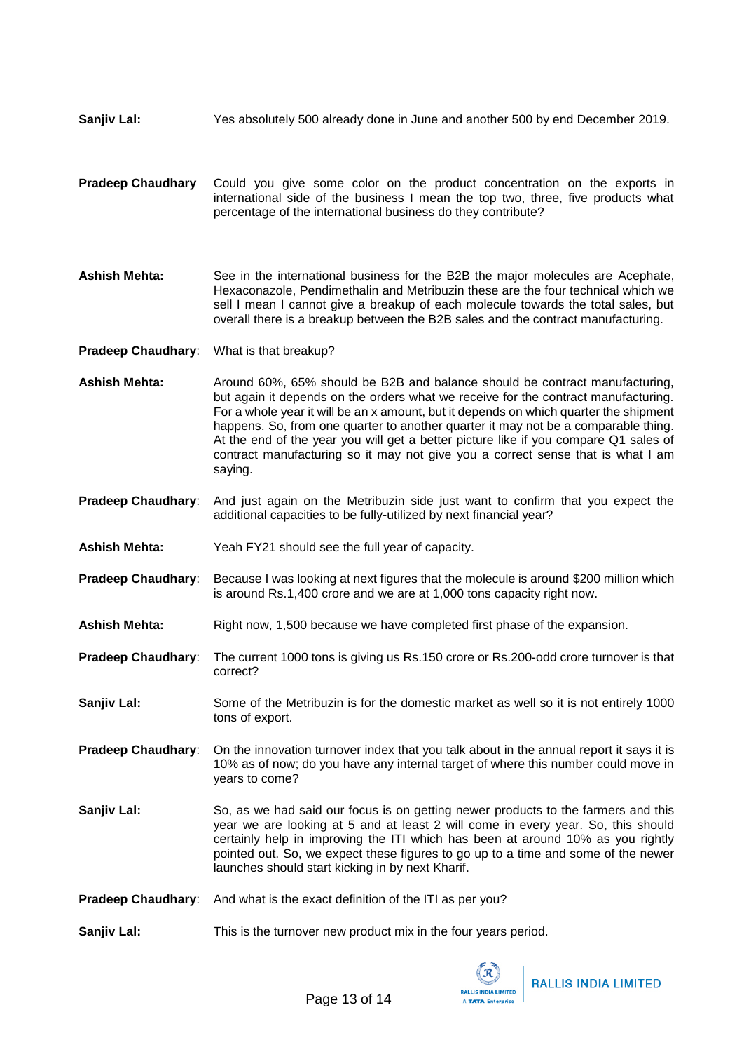**Sanjiv Lal:** Yes absolutely 500 already done in June and another 500 by end December 2019.

**Pradeep Chaudhary** Could you give some color on the product concentration on the exports in international side of the business I mean the top two, three, five products what percentage of the international business do they contribute?

**Ashish Mehta:** See in the international business for the B2B the major molecules are Acephate, Hexaconazole, Pendimethalin and Metribuzin these are the four technical which we sell I mean I cannot give a breakup of each molecule towards the total sales, but overall there is a breakup between the B2B sales and the contract manufacturing.

**Pradeep Chaudhary**: What is that breakup?

**Ashish Mehta:** Around 60%, 65% should be B2B and balance should be contract manufacturing, but again it depends on the orders what we receive for the contract manufacturing. For a whole year it will be an x amount, but it depends on which quarter the shipment happens. So, from one quarter to another quarter it may not be a comparable thing. At the end of the year you will get a better picture like if you compare Q1 sales of contract manufacturing so it may not give you a correct sense that is what I am saying.

**Pradeep Chaudhary**: And just again on the Metribuzin side just want to confirm that you expect the additional capacities to be fully-utilized by next financial year?

**Ashish Mehta:** Yeah FY21 should see the full year of capacity.

**Pradeep Chaudhary**: Because I was looking at next figures that the molecule is around $200 million which is around Rs.1,400 crore and we are at 1,000 tons capacity right now.

**Ashish Mehta:** Right now, 1,500 because we have completed first phase of the expansion.

**Pradeep Chaudhary**: The current 1000 tons is giving us Rs.150 crore or Rs.200-odd crore turnover is that correct?

**Sanjiv Lal:** Some of the Metribuzin is for the domestic market as well so it is not entirely 1000 tons of export.

**Pradeep Chaudhary**: On the innovation turnover index that you talk about in the annual report it says it is 10% as of now; do you have any internal target of where this number could move in years to come?

**Sanjiv Lal:** So, as we had said our focus is on getting newer products to the farmers and this year we are looking at 5 and at least 2 will come in every year. So, this should certainly help in improving the ITI which has been at around 10% as you rightly pointed out. So, we expect these figures to go up to a time and some of the newer launches should start kicking in by next Kharif.

**Pradeep Chaudhary**: And what is the exact definition of the ITI as per you?

**Sanjiv Lal:** This is the turnover new product mix in the four years period.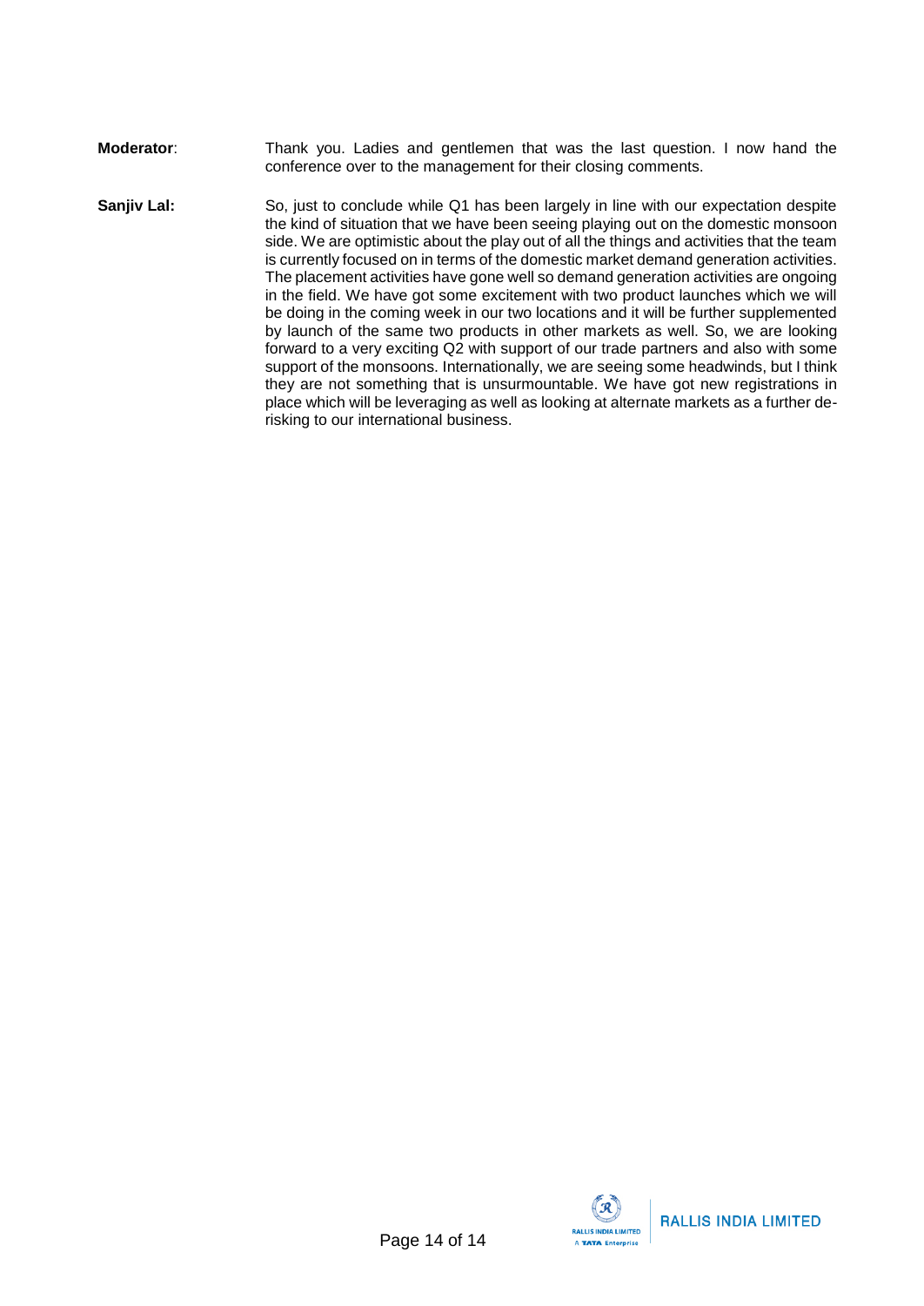**Moderator**: Thank you. Ladies and gentlemen that was the last question. I now hand the conference over to the management for their closing comments.

**Sanjiv Lal:** So, just to conclude while Q1 has been largely in line with our expectation despite the kind of situation that we have been seeing playing out on the domestic monsoon side. We are optimistic about the play out of all the things and activities that the team is currently focused on in terms of the domestic market demand generation activities. The placement activities have gone well so demand generation activities are ongoing in the field. We have got some excitement with two product launches which we will be doing in the coming week in our two locations and it will be further supplemented by launch of the same two products in other markets as well. So, we are looking forward to a very exciting Q2 with support of our trade partners and also with some support of the monsoons. Internationally, we are seeing some headwinds, but I think they are not something that is unsurmountable. We have got new registrations in place which will be leveraging as well as looking at alternate markets as a further de-risking to our international business.